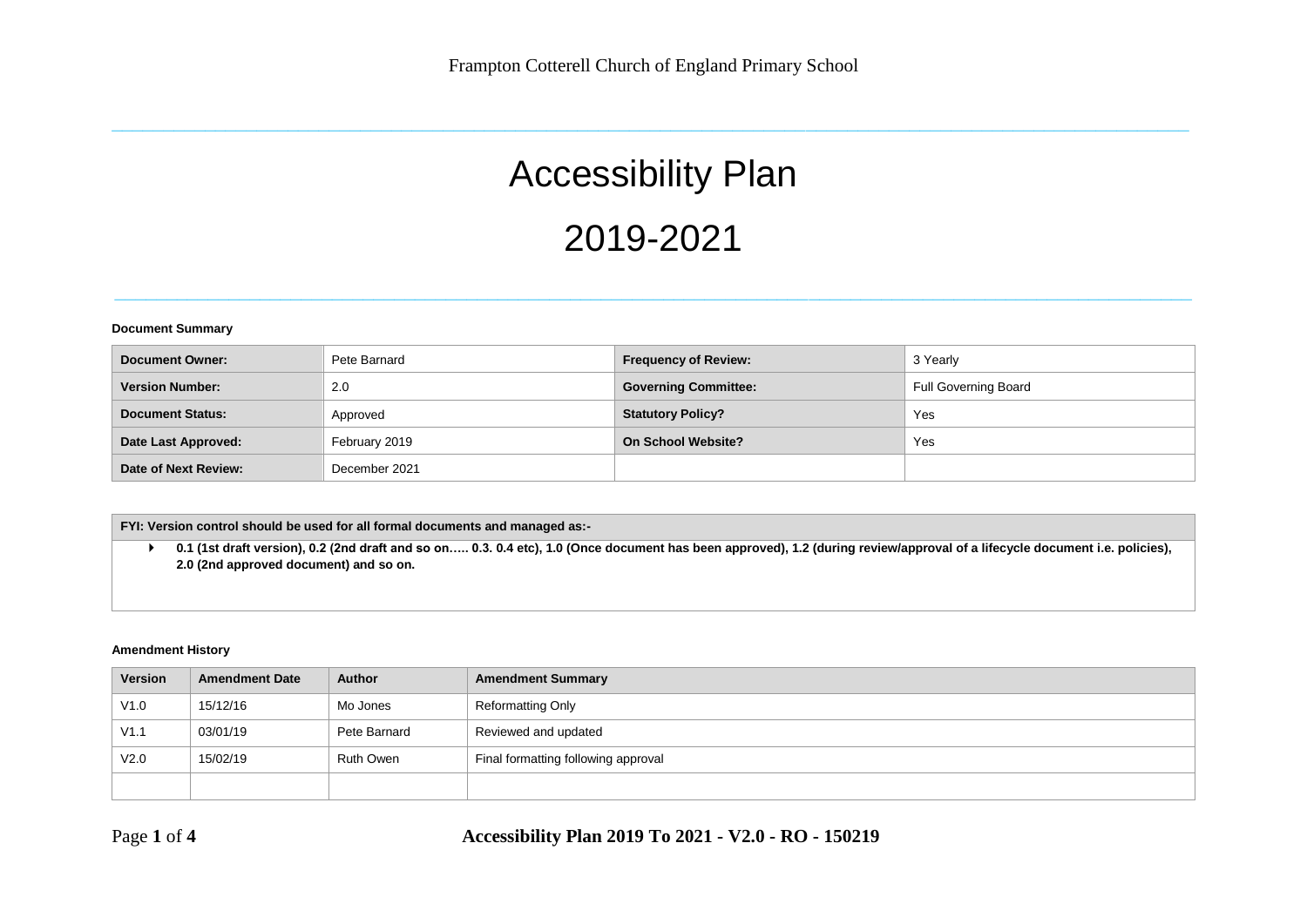Frampton Cotterell Church of England Primary School

# Accessibility Plan

# 2019-2021

**Document Summary**

| **Document Owner:** | Pete Barnard | **Frequency of Review:** | 3 Yearly |
|---|---|---|---|
| **Version Number:** | 2.0 | **Governing Committee:** | Full Governing Board |
| **Document Status:** | Approved | **Statutory Policy?** | Yes |
| **Date Last Approved:** | February 2019 | **On School Website?** | Yes |
| **Date of Next Review:** | December 2021 | | |

| **FYI: Version control should be used for all formal documents and managed as:-** |
|---|
| **0.1 (1st draft version), 0.2 (2nd draft and so on….. 0.3. 0.4 etc), 1.0 (Once document has been approved), 1.2 (during review/approval of a lifecycle document i.e. policies), 2.0 (2nd approved document) and so on.** |

**Amendment History**

| Version | Amendment Date | Author | Amendment Summary |
|---|---|---|---|
| V1.0 | 15/12/16 | Mo Jones | Reformatting Only |
| V1.1 | 03/01/19 | Pete Barnard | Reviewed and updated |
| V2.0 | 15/02/19 | Ruth Owen | Final formatting following approval |
| | | | |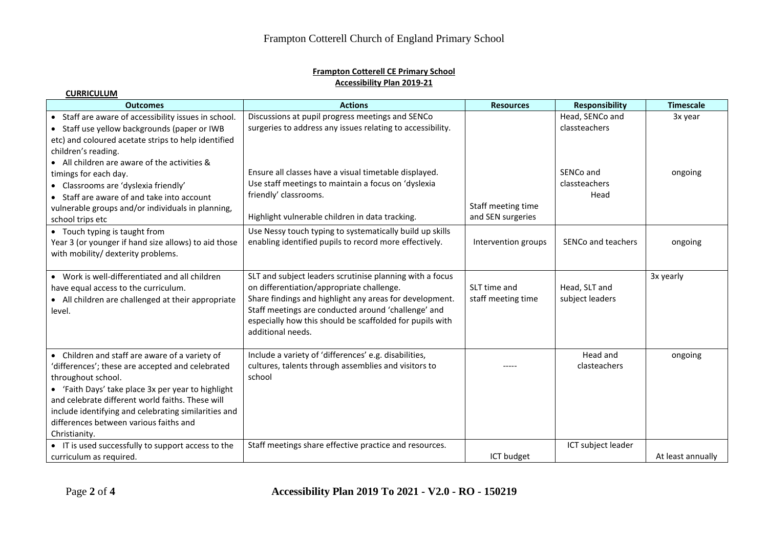**Frampton Cotterell CE Primary School**

**Accessibility Plan 2019-21**

**CURRICULUM**

| Outcomes | Actions | Resources | Responsibility | Timescale |
|---|---|---|---|---|
| • Staff are aware of accessibility issues in school.<br>• Staff use yellow backgrounds (paper or IWB etc) and coloured acetate strips to help identified children's reading.<br>• All children are aware of the activities & timings for each day.<br>• Classrooms are 'dyslexia friendly'<br>• Staff are aware of and take into account vulnerable groups and/or individuals in planning, school trips etc | Discussions at pupil progress meetings and SENCo surgeries to address any issues relating to accessibility.<br><br>Ensure all classes have a visual timetable displayed.<br>Use staff meetings to maintain a focus on 'dyslexia friendly' classrooms.<br><br>Highlight vulnerable children in data tracking. | Staff meeting time and SEN surgeries | Head, SENCo and classteachers<br><br>SENCo and classteachers<br>Head | 3x year<br><br>ongoing |
| • Touch typing is taught from Year 3 (or younger if hand size allows) to aid those with mobility/ dexterity problems. | Use Nessy touch typing to systematically build up skills enabling identified pupils to record more effectively. | Intervention groups | SENCo and teachers | ongoing |
| • Work is well-differentiated and all children have equal access to the curriculum.<br>• All children are challenged at their appropriate level. | SLT and subject leaders scrutinise planning with a focus on differentiation/appropriate challenge.<br>Share findings and highlight any areas for development.<br>Staff meetings are conducted around 'challenge' and especially how this should be scaffolded for pupils with additional needs. | SLT time and staff meeting time | Head, SLT and subject leaders | 3x yearly |
| • Children and staff are aware of a variety of 'differences'; these are accepted and celebrated throughout school.<br>• 'Faith Days' take place 3x per year to highlight and celebrate different world faiths. These will include identifying and celebrating similarities and differences between various faiths and Christianity. | Include a variety of 'differences' e.g. disabilities, cultures, talents through assemblies and visitors to school | ----- | Head and clasteachers | ongoing |
| • IT is used successfully to support access to the curriculum as required. | Staff meetings share effective practice and resources. | ICT budget | ICT subject leader | At least annually |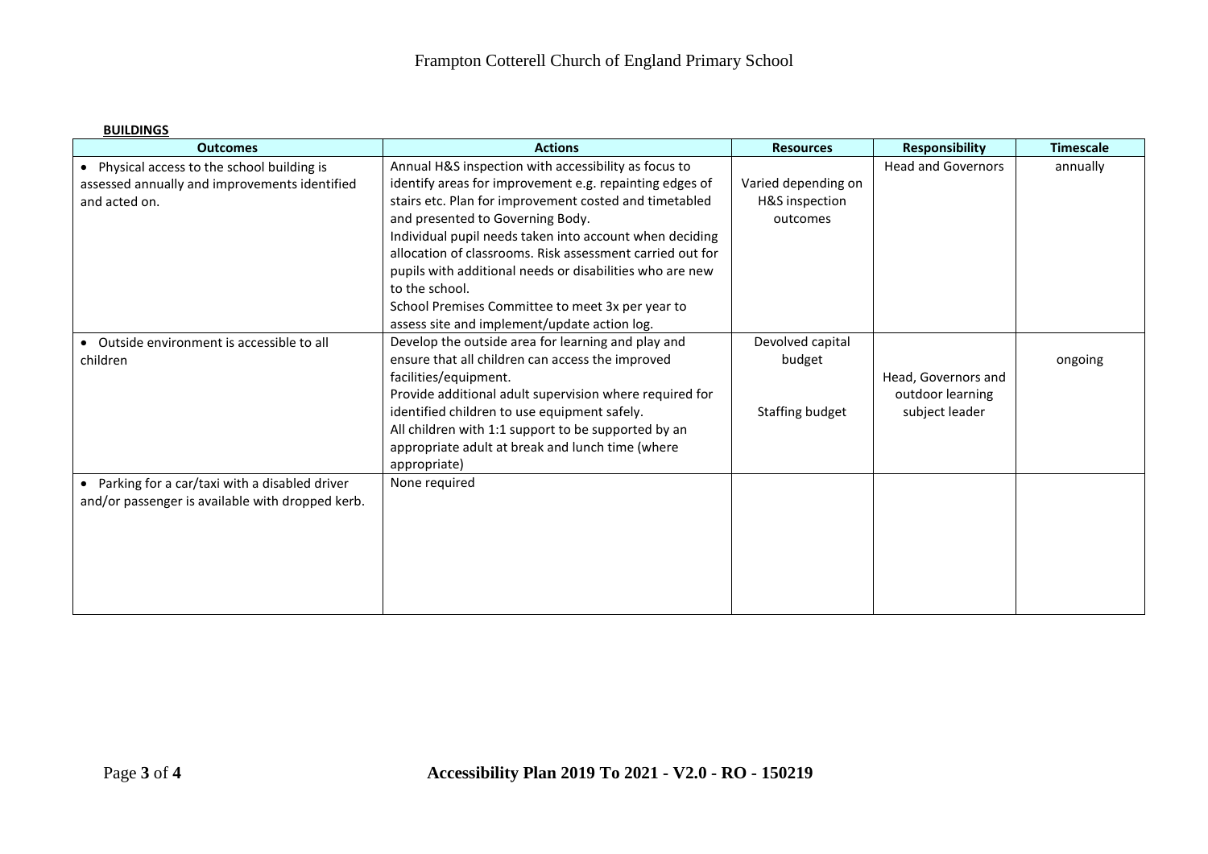**BUILDINGS**

| Outcomes | Actions | Resources | Responsibility | Timescale |
|---|---|---|---|---|
| • Physical access to the school building is assessed annually and improvements identified and acted on. | Annual H&S inspection with accessibility as focus to identify areas for improvement e.g. repainting edges of stairs etc. Plan for improvement costed and timetabled and presented to Governing Body.<br>Individual pupil needs taken into account when deciding allocation of classrooms. Risk assessment carried out for pupils with additional needs or disabilities who are new to the school.<br>School Premises Committee to meet 3x per year to assess site and implement/update action log. | Varied depending on H&S inspection outcomes | Head and Governors | annually |
| • Outside environment is accessible to all children | Develop the outside area for learning and play and ensure that all children can access the improved facilities/equipment.<br>Provide additional adult supervision where required for identified children to use equipment safely.<br>All children with 1:1 support to be supported by an appropriate adult at break and lunch time (where appropriate) | Devolved capital budget<br><br>Staffing budget | Head, Governors and outdoor learning subject leader | ongoing |
| • Parking for a car/taxi with a disabled driver and/or passenger is available with dropped kerb. | None required | | | |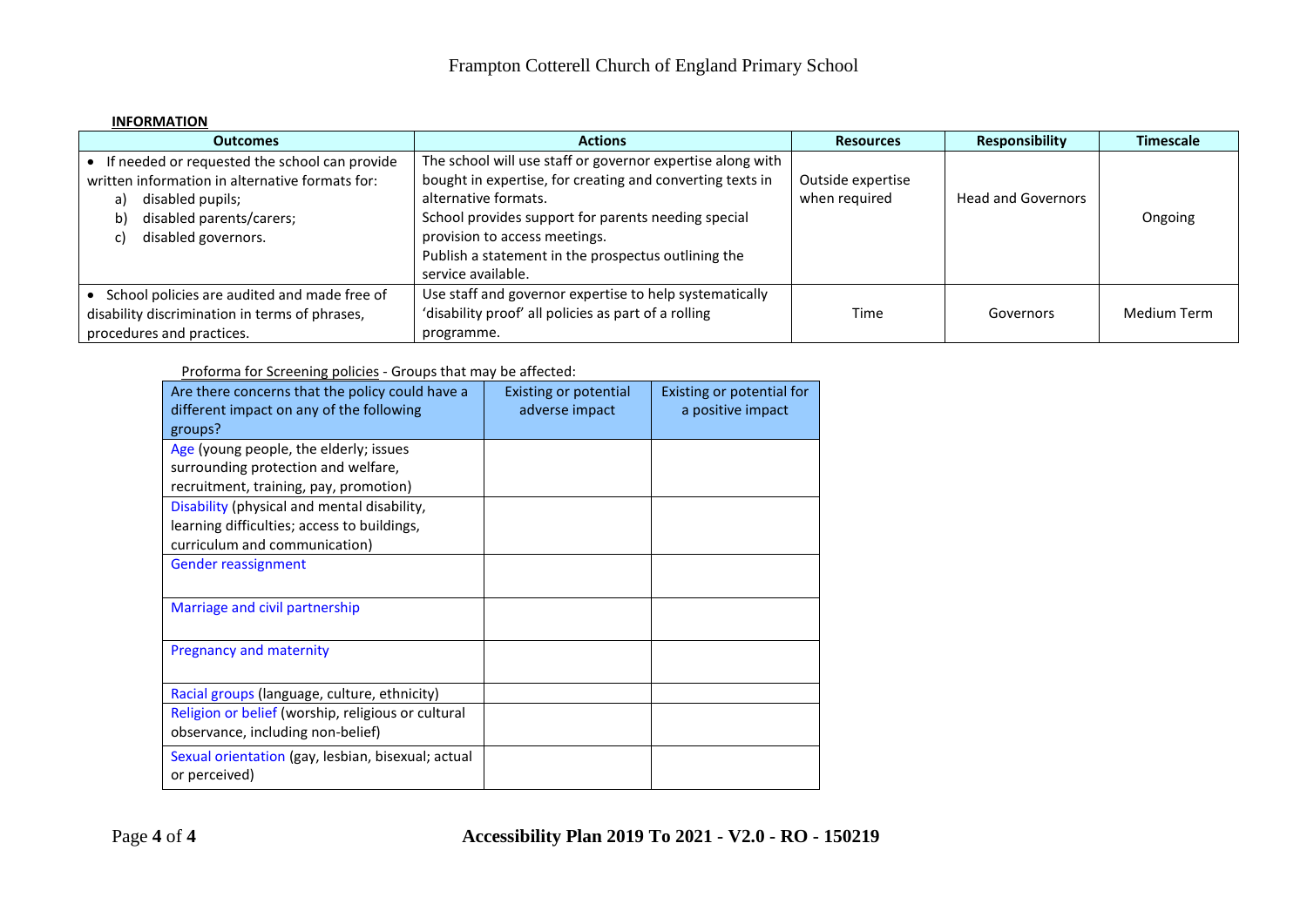**INFORMATION**

| Outcomes | Actions | Resources | Responsibility | Timescale |
|---|---|---|---|---|
| • If needed or requested the school can provide written information in alternative formats for:<br>a) disabled pupils;<br>b) disabled parents/carers;<br>c) disabled governors. | The school will use staff or governor expertise along with bought in expertise, for creating and converting texts in alternative formats.<br>School provides support for parents needing special provision to access meetings.<br>Publish a statement in the prospectus outlining the service available. | Outside expertise when required | Head and Governors | Ongoing |
| • School policies are audited and made free of disability discrimination in terms of phrases, procedures and practices. | Use staff and governor expertise to help systematically 'disability proof' all policies as part of a rolling programme. | Time | Governors | Medium Term |

Proforma for Screening policies - Groups that may be affected:

| Are there concerns that the policy could have a different impact on any of the following groups? | Existing or potential adverse impact | Existing or potential for a positive impact |
|---|---|---|
| Age (young people, the elderly; issues surrounding protection and welfare, recruitment, training, pay, promotion) | | |
| Disability (physical and mental disability, learning difficulties; access to buildings, curriculum and communication) | | |
| Gender reassignment | | |
| Marriage and civil partnership | | |
| Pregnancy and maternity | | |
| Racial groups (language, culture, ethnicity) | | |
| Religion or belief (worship, religious or cultural observance, including non-belief) | | |
| Sexual orientation (gay, lesbian, bisexual; actual or perceived) | | |